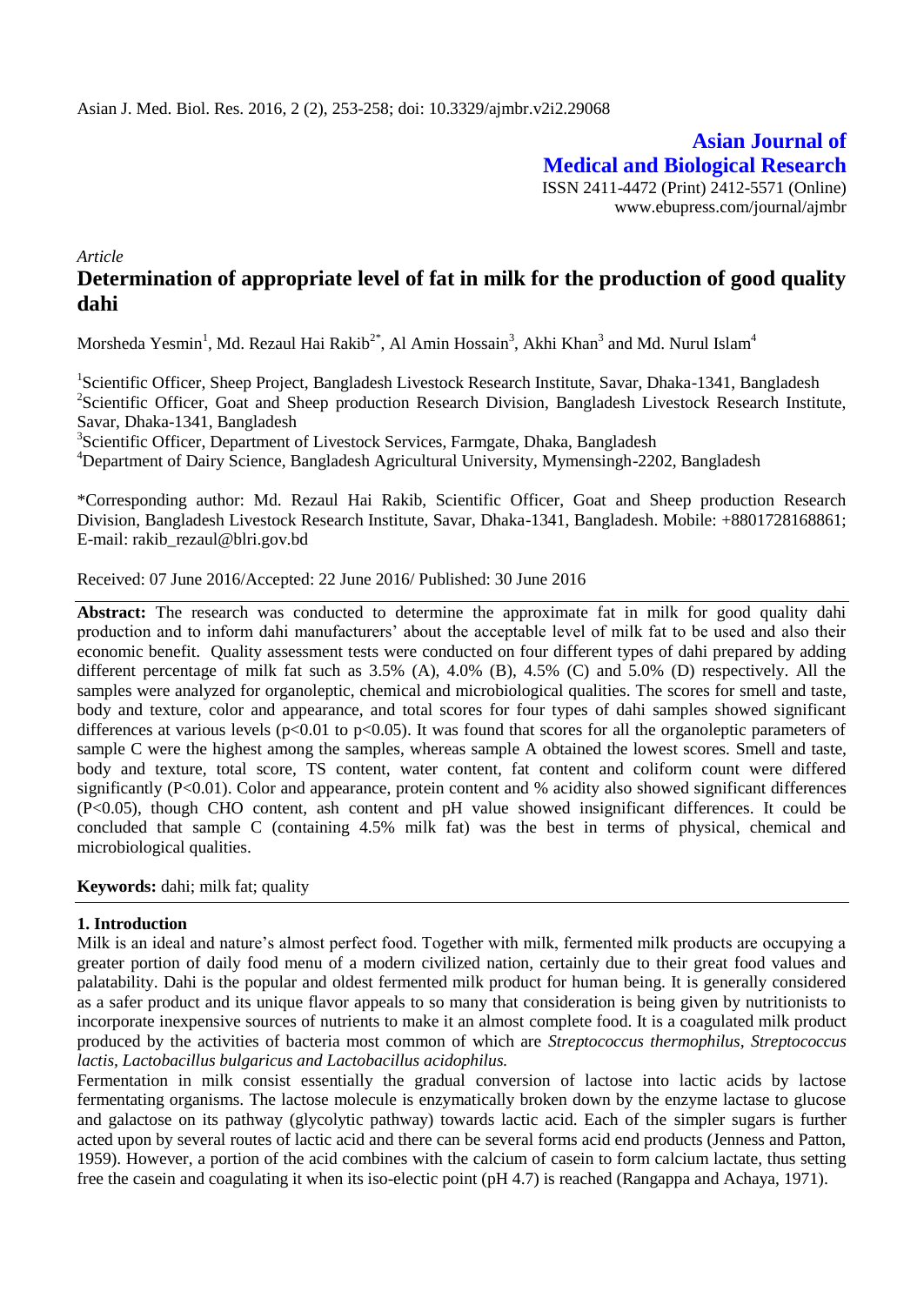Asian J. Med. Biol. Res. 2016, 2 (2), 253-258; doi: 10.3329/ajmbr.v2i2.29068

**Asian Journal of Medical and Biological Research**

ISSN 2411-4472 (Print) 2412-5571 (Online)
www.ebupress.com/journal/ajmbr

*Article*

# Determination of appropriate level of fat in milk for the production of good quality dahi

Morsheda Yesmin[1], Md. Rezaul Hai Rakib[2*], Al Amin Hossain[3], Akhi Khan[3] and Md. Nurul Islam[4]

[1]Scientific Officer, Sheep Project, Bangladesh Livestock Research Institute, Savar, Dhaka-1341, Bangladesh
[2]Scientific Officer, Goat and Sheep production Research Division, Bangladesh Livestock Research Institute, Savar, Dhaka-1341, Bangladesh
[3]Scientific Officer, Department of Livestock Services, Farmgate, Dhaka, Bangladesh
[4]Department of Dairy Science, Bangladesh Agricultural University, Mymensingh-2202, Bangladesh

*Corresponding author: Md. Rezaul Hai Rakib, Scientific Officer, Goat and Sheep production Research Division, Bangladesh Livestock Research Institute, Savar, Dhaka-1341, Bangladesh. Mobile: +8801728168861; E-mail: rakib_rezaul@blri.gov.bd

Received: 07 June 2016/Accepted: 22 June 2016/ Published: 30 June 2016

**Abstract:** The research was conducted to determine the approximate fat in milk for good quality dahi production and to inform dahi manufacturers' about the acceptable level of milk fat to be used and also their economic benefit. Quality assessment tests were conducted on four different types of dahi prepared by adding different percentage of milk fat such as 3.5% (A), 4.0% (B), 4.5% (C) and 5.0% (D) respectively. All the samples were analyzed for organoleptic, chemical and microbiological qualities. The scores for smell and taste, body and texture, color and appearance, and total scores for four types of dahi samples showed significant differences at various levels ($p<0.01$ to $p<0.05$). It was found that scores for all the organoleptic parameters of sample C were the highest among the samples, whereas sample A obtained the lowest scores. Smell and taste, body and texture, total score, TS content, water content, fat content and coliform count were differed significantly ($P<0.01$). Color and appearance, protein content and % acidity also showed significant differences ($P<0.05$), though CHO content, ash content and pH value showed insignificant differences. It could be concluded that sample C (containing 4.5% milk fat) was the best in terms of physical, chemical and microbiological qualities.

**Keywords:** dahi; milk fat; quality

## 1. Introduction

Milk is an ideal and nature's almost perfect food. Together with milk, fermented milk products are occupying a greater portion of daily food menu of a modern civilized nation, certainly due to their great food values and palatability. Dahi is the popular and oldest fermented milk product for human being. It is generally considered as a safer product and its unique flavor appeals to so many that consideration is being given by nutritionists to incorporate inexpensive sources of nutrients to make it an almost complete food. It is a coagulated milk product produced by the activities of bacteria most common of which are *Streptococcus thermophilus, Streptococcus lactis, Lactobacillus bulgaricus and Lactobacillus acidophilus.*

Fermentation in milk consist essentially the gradual conversion of lactose into lactic acids by lactose fermentating organisms. The lactose molecule is enzymatically broken down by the enzyme lactase to glucose and galactose on its pathway (glycolytic pathway) towards lactic acid. Each of the simpler sugars is further acted upon by several routes of lactic acid and there can be several forms acid end products (Jenness and Patton, 1959). However, a portion of the acid combines with the calcium of casein to form calcium lactate, thus setting free the casein and coagulating it when its iso-electic point (pH 4.7) is reached (Rangappa and Achaya, 1971).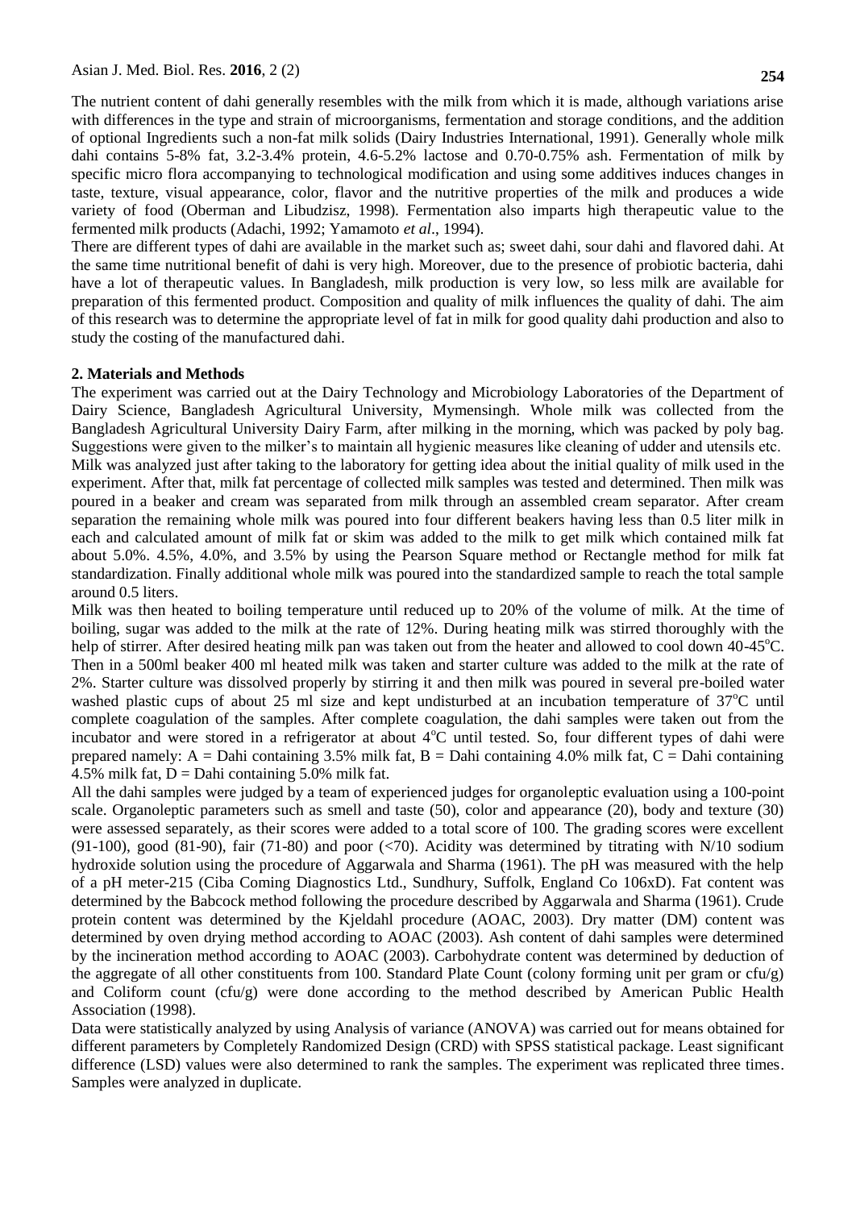The nutrient content of dahi generally resembles with the milk from which it is made, although variations arise with differences in the type and strain of microorganisms, fermentation and storage conditions, and the addition of optional Ingredients such a non-fat milk solids (Dairy Industries International, 1991). Generally whole milk dahi contains 5-8% fat, 3.2-3.4% protein, 4.6-5.2% lactose and 0.70-0.75% ash. Fermentation of milk by specific micro flora accompanying to technological modification and using some additives induces changes in taste, texture, visual appearance, color, flavor and the nutritive properties of the milk and produces a wide variety of food (Oberman and Libudzisz, 1998). Fermentation also imparts high therapeutic value to the fermented milk products (Adachi, 1992; Yamamoto *et al*., 1994).

There are different types of dahi are available in the market such as; sweet dahi, sour dahi and flavored dahi. At the same time nutritional benefit of dahi is very high. Moreover, due to the presence of probiotic bacteria, dahi have a lot of therapeutic values. In Bangladesh, milk production is very low, so less milk are available for preparation of this fermented product. Composition and quality of milk influences the quality of dahi. The aim of this research was to determine the appropriate level of fat in milk for good quality dahi production and also to study the costing of the manufactured dahi.

## 2. Materials and Methods

The experiment was carried out at the Dairy Technology and Microbiology Laboratories of the Department of Dairy Science, Bangladesh Agricultural University, Mymensingh. Whole milk was collected from the Bangladesh Agricultural University Dairy Farm, after milking in the morning, which was packed by poly bag. Suggestions were given to the milker's to maintain all hygienic measures like cleaning of udder and utensils etc.

Milk was analyzed just after taking to the laboratory for getting idea about the initial quality of milk used in the experiment. After that, milk fat percentage of collected milk samples was tested and determined. Then milk was poured in a beaker and cream was separated from milk through an assembled cream separator. After cream separation the remaining whole milk was poured into four different beakers having less than 0.5 liter milk in each and calculated amount of milk fat or skim was added to the milk to get milk which contained milk fat about 5.0%. 4.5%, 4.0%, and 3.5% by using the Pearson Square method or Rectangle method for milk fat standardization. Finally additional whole milk was poured into the standardized sample to reach the total sample around 0.5 liters.

Milk was then heated to boiling temperature until reduced up to 20% of the volume of milk. At the time of boiling, sugar was added to the milk at the rate of 12%. During heating milk was stirred thoroughly with the help of stirrer. After desired heating milk pan was taken out from the heater and allowed to cool down 40-45°C. Then in a 500ml beaker 400 ml heated milk was taken and starter culture was added to the milk at the rate of 2%. Starter culture was dissolved properly by stirring it and then milk was poured in several pre-boiled water washed plastic cups of about 25 ml size and kept undisturbed at an incubation temperature of 37°C until complete coagulation of the samples. After complete coagulation, the dahi samples were taken out from the incubator and were stored in a refrigerator at about 4°C until tested. So, four different types of dahi were prepared namely: A = Dahi containing 3.5% milk fat, B = Dahi containing 4.0% milk fat, C = Dahi containing 4.5% milk fat, D = Dahi containing 5.0% milk fat.

All the dahi samples were judged by a team of experienced judges for organoleptic evaluation using a 100-point scale. Organoleptic parameters such as smell and taste (50), color and appearance (20), body and texture (30) were assessed separately, as their scores were added to a total score of 100. The grading scores were excellent (91-100), good (81-90), fair (71-80) and poor (<70). Acidity was determined by titrating with N/10 sodium hydroxide solution using the procedure of Aggarwala and Sharma (1961). The pH was measured with the help of a pH meter-215 (Ciba Coming Diagnostics Ltd., Sundhury, Suffolk, England Co 106xD). Fat content was determined by the Babcock method following the procedure described by Aggarwala and Sharma (1961). Crude protein content was determined by the Kjeldahl procedure (AOAC, 2003). Dry matter (DM) content was determined by oven drying method according to AOAC (2003). Ash content of dahi samples were determined by the incineration method according to AOAC (2003). Carbohydrate content was determined by deduction of the aggregate of all other constituents from 100. Standard Plate Count (colony forming unit per gram or cfu/g) and Coliform count (cfu/g) were done according to the method described by American Public Health Association (1998).

Data were statistically analyzed by using Analysis of variance (ANOVA) was carried out for means obtained for different parameters by Completely Randomized Design (CRD) with SPSS statistical package. Least significant difference (LSD) values were also determined to rank the samples. The experiment was replicated three times. Samples were analyzed in duplicate.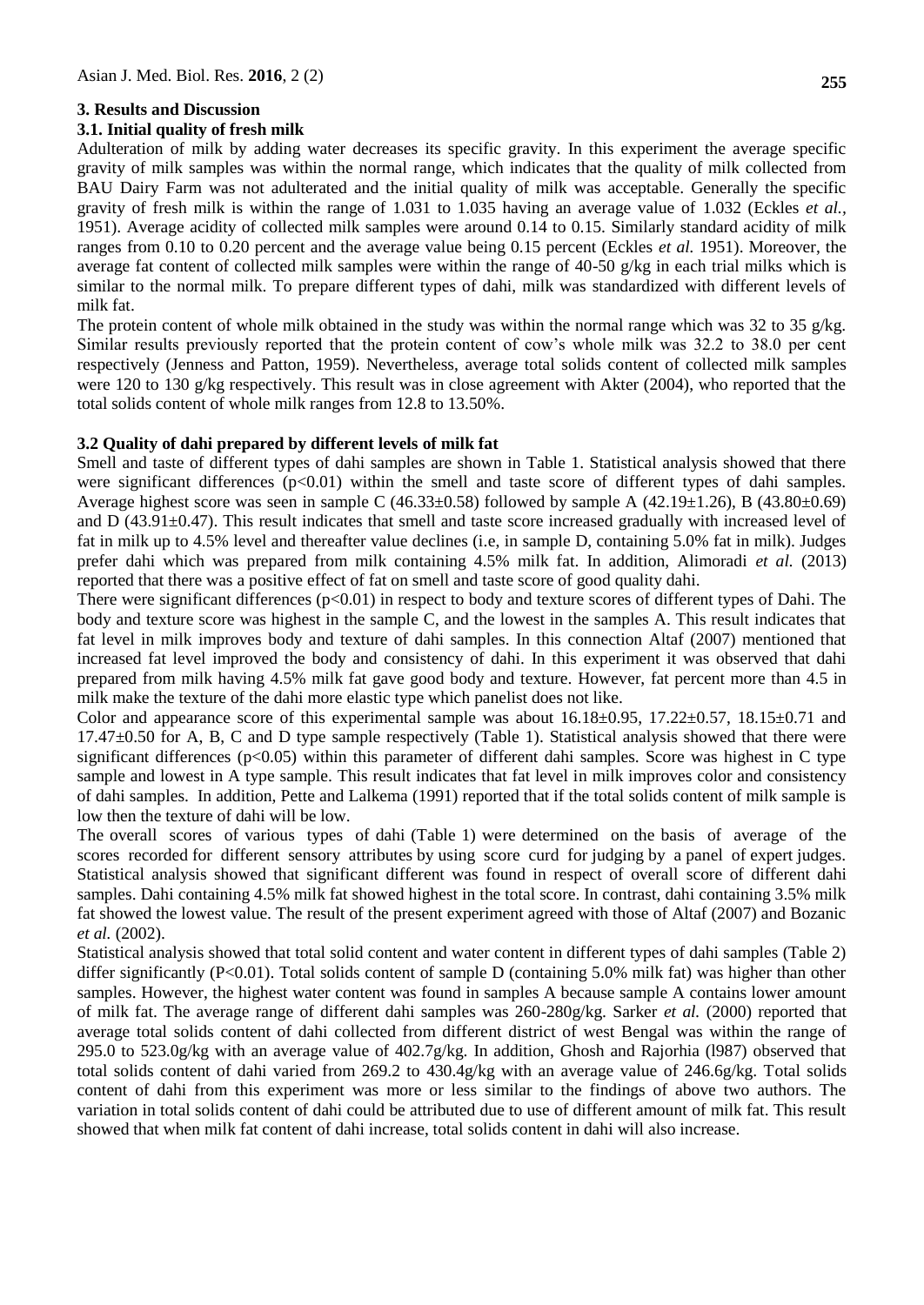## 3. Results and Discussion

### 3.1. Initial quality of fresh milk

Adulteration of milk by adding water decreases its specific gravity. In this experiment the average specific gravity of milk samples was within the normal range, which indicates that the quality of milk collected from BAU Dairy Farm was not adulterated and the initial quality of milk was acceptable. Generally the specific gravity of fresh milk is within the range of 1.031 to 1.035 having an average value of 1.032 (Eckles *et al.*, 1951). Average acidity of collected milk samples were around 0.14 to 0.15. Similarly standard acidity of milk ranges from 0.10 to 0.20 percent and the average value being 0.15 percent (Eckles *et al.* 1951). Moreover, the average fat content of collected milk samples were within the range of 40-50 g/kg in each trial milks which is similar to the normal milk. To prepare different types of dahi, milk was standardized with different levels of milk fat.

The protein content of whole milk obtained in the study was within the normal range which was 32 to 35 g/kg. Similar results previously reported that the protein content of cow's whole milk was 32.2 to 38.0 per cent respectively (Jenness and Patton, 1959). Nevertheless, average total solids content of collected milk samples were 120 to 130 g/kg respectively. This result was in close agreement with Akter (2004), who reported that the total solids content of whole milk ranges from 12.8 to 13.50%.

### 3.2 Quality of dahi prepared by different levels of milk fat

Smell and taste of different types of dahi samples are shown in Table 1. Statistical analysis showed that there were significant differences ($p<0.01$) within the smell and taste score of different types of dahi samples. Average highest score was seen in sample C (46.33±0.58) followed by sample A (42.19±1.26), B (43.80±0.69) and D (43.91±0.47). This result indicates that smell and taste score increased gradually with increased level of fat in milk up to 4.5% level and thereafter value declines (i.e, in sample D, containing 5.0% fat in milk). Judges prefer dahi which was prepared from milk containing 4.5% milk fat. In addition, Alimoradi *et al.* (2013) reported that there was a positive effect of fat on smell and taste score of good quality dahi.

There were significant differences ($p<0.01$) in respect to body and texture scores of different types of Dahi. The body and texture score was highest in the sample C, and the lowest in the samples A. This result indicates that fat level in milk improves body and texture of dahi samples. In this connection Altaf (2007) mentioned that increased fat level improved the body and consistency of dahi. In this experiment it was observed that dahi prepared from milk having 4.5% milk fat gave good body and texture. However, fat percent more than 4.5 in milk make the texture of the dahi more elastic type which panelist does not like.

Color and appearance score of this experimental sample was about 16.18±0.95, 17.22±0.57, 18.15±0.71 and 17.47±0.50 for A, B, C and D type sample respectively (Table 1). Statistical analysis showed that there were significant differences ($p<0.05$) within this parameter of different dahi samples. Score was highest in C type sample and lowest in A type sample. This result indicates that fat level in milk improves color and consistency of dahi samples. In addition, Pette and Lalkema (1991) reported that if the total solids content of milk sample is low then the texture of dahi will be low.

The overall scores of various types of dahi (Table 1) were determined on the basis of average of the scores recorded for different sensory attributes by using score curd for judging by a panel of expert judges. Statistical analysis showed that significant different was found in respect of overall score of different dahi samples. Dahi containing 4.5% milk fat showed highest in the total score. In contrast, dahi containing 3.5% milk fat showed the lowest value. The result of the present experiment agreed with those of Altaf (2007) and Bozanic *et al.* (2002).

Statistical analysis showed that total solid content and water content in different types of dahi samples (Table 2) differ significantly ($P<0.01$). Total solids content of sample D (containing 5.0% milk fat) was higher than other samples. However, the highest water content was found in samples A because sample A contains lower amount of milk fat. The average range of different dahi samples was 260-280g/kg. Sarker *et al.* (2000) reported that average total solids content of dahi collected from different district of west Bengal was within the range of 295.0 to 523.0g/kg with an average value of 402.7g/kg. In addition, Ghosh and Rajorhia (l987) observed that total solids content of dahi varied from 269.2 to 430.4g/kg with an average value of 246.6g/kg. Total solids content of dahi from this experiment was more or less similar to the findings of above two authors. The variation in total solids content of dahi could be attributed due to use of different amount of milk fat. This result showed that when milk fat content of dahi increase, total solids content in dahi will also increase.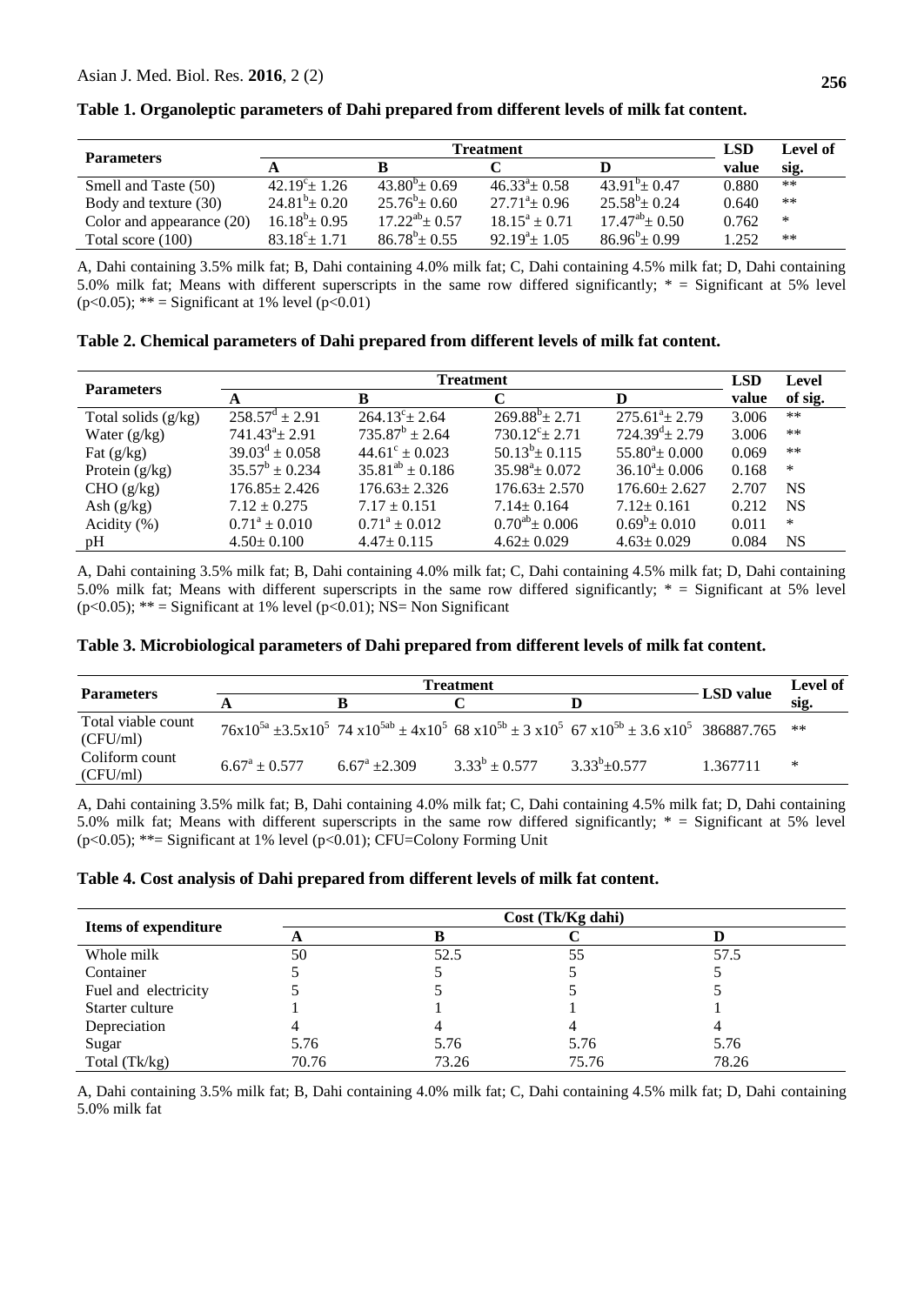**Table 1. Organoleptic parameters of Dahi prepared from different levels of milk fat content.**

| Parameters | Treatment | | | | LSD value | Level of sig. |
|---|---|---|---|---|---|---|
| | A | B | C | D | | |
| Smell and Taste (50) | $42.19^{c} \pm 1.26$ | $43.80^{b} \pm 0.69$ | $46.33^{a} \pm 0.58$ | $43.91^{b} \pm 0.47$ | 0.880 | ** |
| Body and texture (30) | $24.81^{b} \pm 0.20$ | $25.76^{b} \pm 0.60$ | $27.71^{a} \pm 0.96$ | $25.58^{b} \pm 0.24$ | 0.640 | ** |
| Color and appearance (20) | $16.18^{b} \pm 0.95$ | $17.22^{ab} \pm 0.57$ | $18.15^{a} \pm 0.71$ | $17.47^{ab} \pm 0.50$ | 0.762 | * |
| Total score (100) | $83.18^{c} \pm 1.71$ | $86.78^{b} \pm 0.55$ | $92.19^{a} \pm 1.05$ | $86.96^{b} \pm 0.99$ | 1.252 | ** |

A, Dahi containing 3.5% milk fat; B, Dahi containing 4.0% milk fat; C, Dahi containing 4.5% milk fat; D, Dahi containing 5.0% milk fat; Means with different superscripts in the same row differed significantly; * = Significant at 5% level ($p<0.05$); ** = Significant at 1% level ($p<0.01$)

**Table 2. Chemical parameters of Dahi prepared from different levels of milk fat content.**

| Parameters | Treatment | | | | LSD value | Level of sig. |
|---|---|---|---|---|---|---|
| | A | B | C | D | | |
| Total solids (g/kg) | $258.57^{d} \pm 2.91$ | $264.13^{c} \pm 2.64$ | $269.88^{b} \pm 2.71$ | $275.61^{a} \pm 2.79$ | 3.006 | ** |
| Water (g/kg) | $741.43^{a} \pm 2.91$ | $735.87^{b} \pm 2.64$ | $730.12^{c} \pm 2.71$ | $724.39^{d} \pm 2.79$ | 3.006 | ** |
| Fat (g/kg) | $39.03^{d} \pm 0.058$ | $44.61^{c} \pm 0.023$ | $50.13^{b} \pm 0.115$ | $55.80^{a} \pm 0.000$ | 0.069 | ** |
| Protein (g/kg) | $35.57^{b} \pm 0.234$ | $35.81^{ab} \pm 0.186$ | $35.98^{a} \pm 0.072$ | $36.10^{a} \pm 0.006$ | 0.168 | * |
| CHO (g/kg) | $176.85 \pm 2.426$ | $176.63 \pm 2.326$ | $176.63 \pm 2.570$ | $176.60 \pm 2.627$ | 2.707 | NS |
| Ash (g/kg) | $7.12 \pm 0.275$ | $7.17 \pm 0.151$ | $7.14 \pm 0.164$ | $7.12 \pm 0.161$ | 0.212 | NS |
| Acidity (%) | $0.71^{a} \pm 0.010$ | $0.71^{a} \pm 0.012$ | $0.70^{ab} \pm 0.006$ | $0.69^{b} \pm 0.010$ | 0.011 | * |
| pH | $4.50 \pm 0.100$ | $4.47 \pm 0.115$ | $4.62 \pm 0.029$ | $4.63 \pm 0.029$ | 0.084 | NS |

A, Dahi containing 3.5% milk fat; B, Dahi containing 4.0% milk fat; C, Dahi containing 4.5% milk fat; D, Dahi containing 5.0% milk fat; Means with different superscripts in the same row differed significantly; * = Significant at 5% level ($p<0.05$); ** = Significant at 1% level ($p<0.01$); NS= Non Significant

**Table 3. Microbiological parameters of Dahi prepared from different levels of milk fat content.**

| Parameters | Treatment | | | | LSD value | Level of sig. |
|---|---|---|---|---|---|---|
| | A | B | C | D | | |
| Total viable count (CFU/ml) | $76\times10^{5a} \pm 3.5\times10^{5}$ | $74\times10^{5ab} \pm 4\times10^{5}$ | $68\times10^{5b} \pm 3\times10^{5}$ | $67\times10^{5b} \pm 3.6\times10^{5}$ | 386887.765 | ** |
| Coliform count (CFU/ml) | $6.67^{a} \pm 0.577$ | $6.67^{a} \pm 2.309$ | $3.33^{b} \pm 0.577$ | $3.33^{b} \pm 0.577$ | 1.367711 | * |

A, Dahi containing 3.5% milk fat; B, Dahi containing 4.0% milk fat; C, Dahi containing 4.5% milk fat; D, Dahi containing 5.0% milk fat; Means with different superscripts in the same row differed significantly; * = Significant at 5% level ($p<0.05$); **= Significant at 1% level ($p<0.01$); CFU=Colony Forming Unit

**Table 4. Cost analysis of Dahi prepared from different levels of milk fat content.**

| Items of expenditure | Cost (Tk/Kg dahi) | | | |
|---|---|---|---|---|
| | A | B | C | D |
| Whole milk | 50 | 52.5 | 55 | 57.5 |
| Container | 5 | 5 | 5 | 5 |
| Fuel and electricity | 5 | 5 | 5 | 5 |
| Starter culture | 1 | 1 | 1 | 1 |
| Depreciation | 4 | 4 | 4 | 4 |
| Sugar | 5.76 | 5.76 | 5.76 | 5.76 |
| Total (Tk/kg) | 70.76 | 73.26 | 75.76 | 78.26 |

A, Dahi containing 3.5% milk fat; B, Dahi containing 4.0% milk fat; C, Dahi containing 4.5% milk fat; D, Dahi containing 5.0% milk fat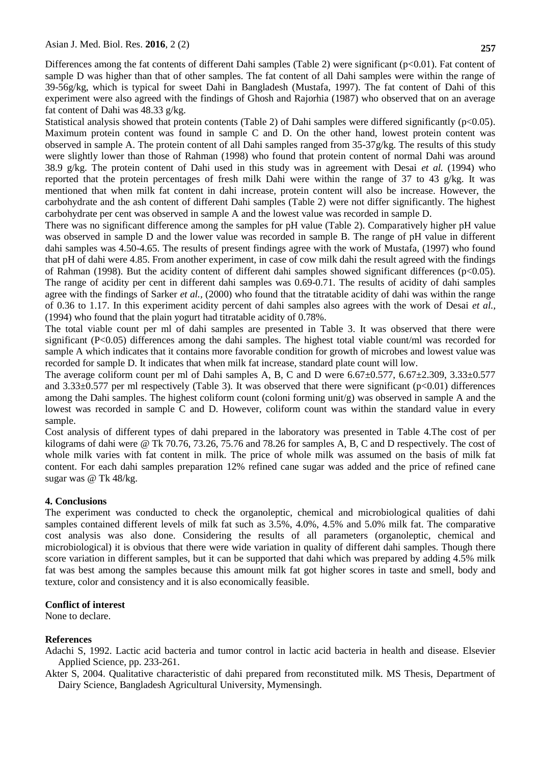Differences among the fat contents of different Dahi samples (Table 2) were significant ($p<0.01$). Fat content of sample D was higher than that of other samples. The fat content of all Dahi samples were within the range of 39-56g/kg, which is typical for sweet Dahi in Bangladesh (Mustafa, 1997). The fat content of Dahi of this experiment were also agreed with the findings of Ghosh and Rajorhia (1987) who observed that on an average fat content of Dahi was 48.33 g/kg.

Statistical analysis showed that protein contents (Table 2) of Dahi samples were differed significantly ($p<0.05$). Maximum protein content was found in sample C and D. On the other hand, lowest protein content was observed in sample A. The protein content of all Dahi samples ranged from 35-37g/kg. The results of this study were slightly lower than those of Rahman (1998) who found that protein content of normal Dahi was around 38.9 g/kg. The protein content of Dahi used in this study was in agreement with Desai *et al.* (1994) who reported that the protein percentages of fresh milk Dahi were within the range of 37 to 43 g/kg. It was mentioned that when milk fat content in dahi increase, protein content will also be increase. However, the carbohydrate and the ash content of different Dahi samples (Table 2) were not differ significantly. The highest carbohydrate per cent was observed in sample A and the lowest value was recorded in sample D.

There was no significant difference among the samples for pH value (Table 2). Comparatively higher pH value was observed in sample D and the lower value was recorded in sample B. The range of pH value in different dahi samples was 4.50-4.65. The results of present findings agree with the work of Mustafa, (1997) who found that pH of dahi were 4.85. From another experiment, in case of cow milk dahi the result agreed with the findings of Rahman (1998). But the acidity content of different dahi samples showed significant differences ($p<0.05$). The range of acidity per cent in different dahi samples was 0.69-0.71. The results of acidity of dahi samples agree with the findings of Sarker *et al.*, (2000) who found that the titratable acidity of dahi was within the range of 0.36 to 1.17. In this experiment acidity percent of dahi samples also agrees with the work of Desai *et al.*, (1994) who found that the plain yogurt had titratable acidity of 0.78%.

The total viable count per ml of dahi samples are presented in Table 3. It was observed that there were significant ($P<0.05$) differences among the dahi samples. The highest total viable count/ml was recorded for sample A which indicates that it contains more favorable condition for growth of microbes and lowest value was recorded for sample D. It indicates that when milk fat increase, standard plate count will low.

The average coliform count per ml of Dahi samples A, B, C and D were $6.67\pm0.577$, $6.67\pm2.309$, $3.33\pm0.577$ and $3.33\pm0.577$ per ml respectively (Table 3). It was observed that there were significant ($p<0.01$) differences among the Dahi samples. The highest coliform count (coloni forming unit/g) was observed in sample A and the lowest was recorded in sample C and D. However, coliform count was within the standard value in every sample.

Cost analysis of different types of dahi prepared in the laboratory was presented in Table 4.The cost of per kilograms of dahi were @ Tk 70.76, 73.26, 75.76 and 78.26 for samples A, B, C and D respectively. The cost of whole milk varies with fat content in milk. The price of whole milk was assumed on the basis of milk fat content. For each dahi samples preparation 12% refined cane sugar was added and the price of refined cane sugar was @ Tk 48/kg.

## 4. Conclusions

The experiment was conducted to check the organoleptic, chemical and microbiological qualities of dahi samples contained different levels of milk fat such as 3.5%, 4.0%, 4.5% and 5.0% milk fat. The comparative cost analysis was also done. Considering the results of all parameters (organoleptic, chemical and microbiological) it is obvious that there were wide variation in quality of different dahi samples. Though there score variation in different samples, but it can be supported that dahi which was prepared by adding 4.5% milk fat was best among the samples because this amount milk fat got higher scores in taste and smell, body and texture, color and consistency and it is also economically feasible.

## Conflict of interest

None to declare.

## References

Adachi S, 1992. Lactic acid bacteria and tumor control in lactic acid bacteria in health and disease. Elsevier Applied Science, pp. 233-261.

Akter S, 2004. Qualitative characteristic of dahi prepared from reconstituted milk. MS Thesis, Department of Dairy Science, Bangladesh Agricultural University, Mymensingh.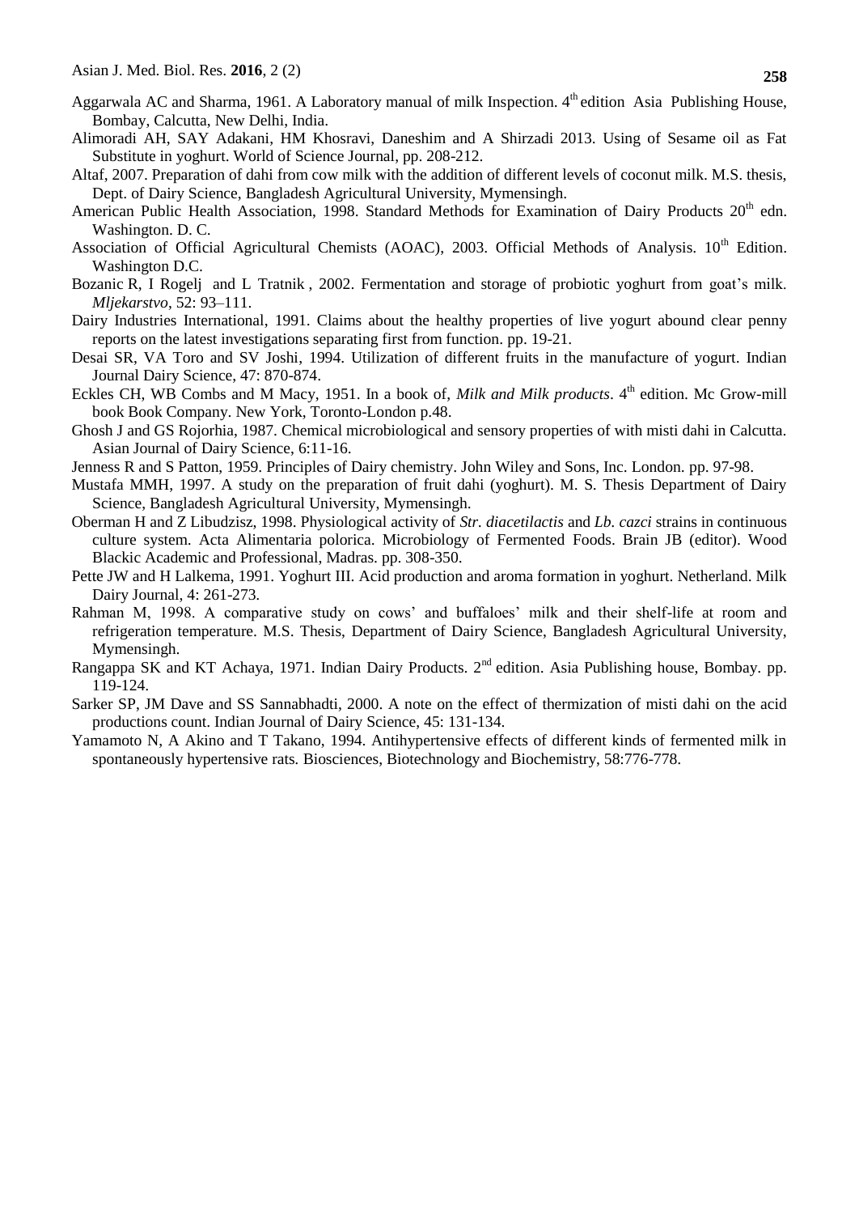Aggarwala AC and Sharma, 1961. A Laboratory manual of milk Inspection. 4th edition Asia Publishing House, Bombay, Calcutta, New Delhi, India.

Alimoradi AH, SAY Adakani, HM Khosravi, Daneshim and A Shirzadi 2013. Using of Sesame oil as Fat Substitute in yoghurt. World of Science Journal, pp. 208-212.

Altaf, 2007. Preparation of dahi from cow milk with the addition of different levels of coconut milk. M.S. thesis, Dept. of Dairy Science, Bangladesh Agricultural University, Mymensingh.

American Public Health Association, 1998. Standard Methods for Examination of Dairy Products 20th edn. Washington. D. C.

Association of Official Agricultural Chemists (AOAC), 2003. Official Methods of Analysis. 10th Edition. Washington D.C.

Bozanic R, I Rogelj and L Tratnik , 2002. Fermentation and storage of probiotic yoghurt from goat's milk. *Mljekarstvo*, 52: 93–111.

Dairy Industries International, 1991. Claims about the healthy properties of live yogurt abound clear penny reports on the latest investigations separating first from function. pp. 19-21.

Desai SR, VA Toro and SV Joshi, 1994. Utilization of different fruits in the manufacture of yogurt. Indian Journal Dairy Science, 47: 870-874.

Eckles CH, WB Combs and M Macy, 1951. In a book of, *Milk and Milk products*. 4th edition. Mc Grow-mill book Book Company. New York, Toronto-London p.48.

Ghosh J and GS Rojorhia, 1987. Chemical microbiological and sensory properties of with misti dahi in Calcutta. Asian Journal of Dairy Science, 6:11-16.

Jenness R and S Patton, 1959. Principles of Dairy chemistry. John Wiley and Sons, Inc. London. pp. 97-98.

Mustafa MMH, 1997. A study on the preparation of fruit dahi (yoghurt). M. S. Thesis Department of Dairy Science, Bangladesh Agricultural University, Mymensingh.

Oberman H and Z Libudzisz, 1998. Physiological activity of *Str. diacetilactis* and *Lb. cazci* strains in continuous culture system. Acta Alimentaria polorica. Microbiology of Fermented Foods. Brain JB (editor). Wood Blackic Academic and Professional, Madras. pp. 308-350.

Pette JW and H Lalkema, 1991. Yoghurt III. Acid production and aroma formation in yoghurt. Netherland. Milk Dairy Journal, 4: 261-273.

Rahman M, 1998. A comparative study on cows' and buffaloes' milk and their shelf-life at room and refrigeration temperature. M.S. Thesis, Department of Dairy Science, Bangladesh Agricultural University, Mymensingh.

Rangappa SK and KT Achaya, 1971. Indian Dairy Products. 2nd edition. Asia Publishing house, Bombay. pp. 119-124.

Sarker SP, JM Dave and SS Sannabhadti, 2000. A note on the effect of thermization of misti dahi on the acid productions count. Indian Journal of Dairy Science, 45: 131-134.

Yamamoto N, A Akino and T Takano, 1994. Antihypertensive effects of different kinds of fermented milk in spontaneously hypertensive rats. Biosciences, Biotechnology and Biochemistry, 58:776-778.